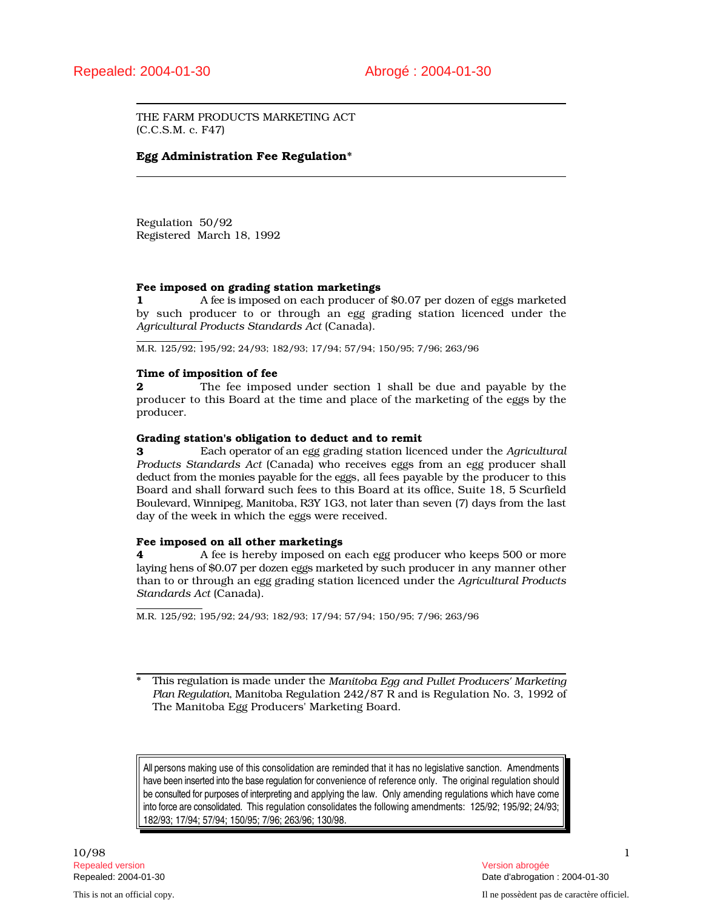Repealed: 2004-01-30 Abrogé : 2004-01-30

THE FARM PRODUCTS MARKETING ACT
(C.C.S.M. c. F47)

# Egg Administration Fee Regulation*

Regulation 50/92
Registered March 18, 1992

**Fee imposed on grading station marketings**

**1** A fee is imposed on each producer of $0.07 per dozen of eggs marketed by such producer to or through an egg grading station licenced under the *Agricultural Products Standards Act* (Canada).

M.R. 125/92; 195/92; 24/93; 182/93; 17/94; 57/94; 150/95; 7/96; 263/96

**Time of imposition of fee**

**2** The fee imposed under section 1 shall be due and payable by the producer to this Board at the time and place of the marketing of the eggs by the producer.

**Grading station's obligation to deduct and to remit**

**3** Each operator of an egg grading station licenced under the *Agricultural Products Standards Act* (Canada) who receives eggs from an egg producer shall deduct from the monies payable for the eggs, all fees payable by the producer to this Board and shall forward such fees to this Board at its office, Suite 18, 5 Scurfield Boulevard, Winnipeg, Manitoba, R3Y 1G3, not later than seven (7) days from the last day of the week in which the eggs were received.

**Fee imposed on all other marketings**

**4** A fee is hereby imposed on each egg producer who keeps 500 or more laying hens of $0.07 per dozen eggs marketed by such producer in any manner other than to or through an egg grading station licenced under the *Agricultural Products Standards Act* (Canada).

M.R. 125/92; 195/92; 24/93; 182/93; 17/94; 57/94; 150/95; 7/96; 263/96

\* This regulation is made under the *Manitoba Egg and Pullet Producers' Marketing Plan Regulation*, Manitoba Regulation 242/87 R and is Regulation No. 3, 1992 of The Manitoba Egg Producers' Marketing Board.

All persons making use of this consolidation are reminded that it has no legislative sanction. Amendments have been inserted into the base regulation for convenience of reference only. The original regulation should be consulted for purposes of interpreting and applying the law. Only amending regulations which have come into force are consolidated. This regulation consolidates the following amendments: 125/92; 195/92; 24/93; 182/93; 17/94; 57/94; 150/95; 7/96; 263/96; 130/98.

10/98

Repealed version / Version abrogée
Repealed: 2004-01-30 / Date d'abrogation : 2004-01-30

This is not an official copy. / Il ne possèdent pas de caractère officiel.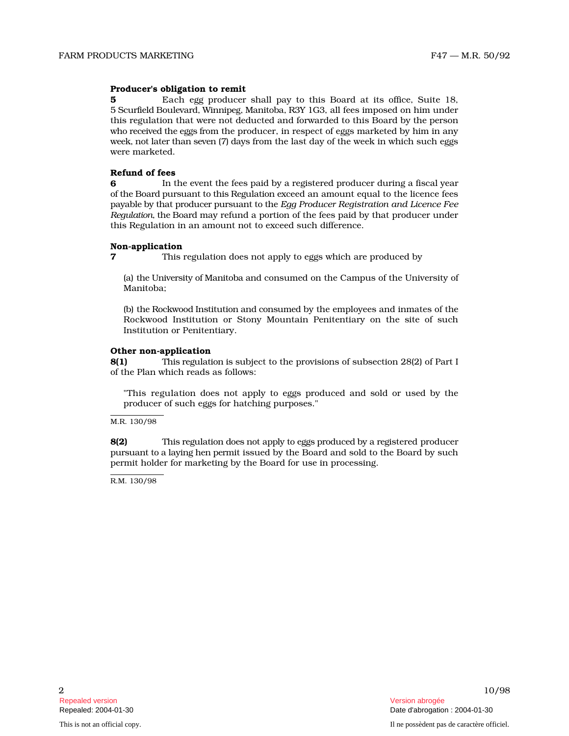**Producer's obligation to remit**

**5** Each egg producer shall pay to this Board at its office, Suite 18, 5 Scurfield Boulevard, Winnipeg, Manitoba, R3Y 1G3, all fees imposed on him under this regulation that were not deducted and forwarded to this Board by the person who received the eggs from the producer, in respect of eggs marketed by him in any week, not later than seven (7) days from the last day of the week in which such eggs were marketed.

**Refund of fees**

**6** In the event the fees paid by a registered producer during a fiscal year of the Board pursuant to this Regulation exceed an amount equal to the licence fees payable by that producer pursuant to the *Egg Producer Registration and Licence Fee Regulation*, the Board may refund a portion of the fees paid by that producer under this Regulation in an amount not to exceed such difference.

**Non-application**

**7** This regulation does not apply to eggs which are produced by

(a) the University of Manitoba and consumed on the Campus of the University of Manitoba;

(b) the Rockwood Institution and consumed by the employees and inmates of the Rockwood Institution or Stony Mountain Penitentiary on the site of such Institution or Penitentiary.

**Other non-application**

**8(1)** This regulation is subject to the provisions of subsection 28(2) of Part I of the Plan which reads as follows:

"This regulation does not apply to eggs produced and sold or used by the producer of such eggs for hatching purposes."

M.R. 130/98

**8(2)** This regulation does not apply to eggs produced by a registered producer pursuant to a laying hen permit issued by the Board and sold to the Board by such permit holder for marketing by the Board for use in processing.

R.M. 130/98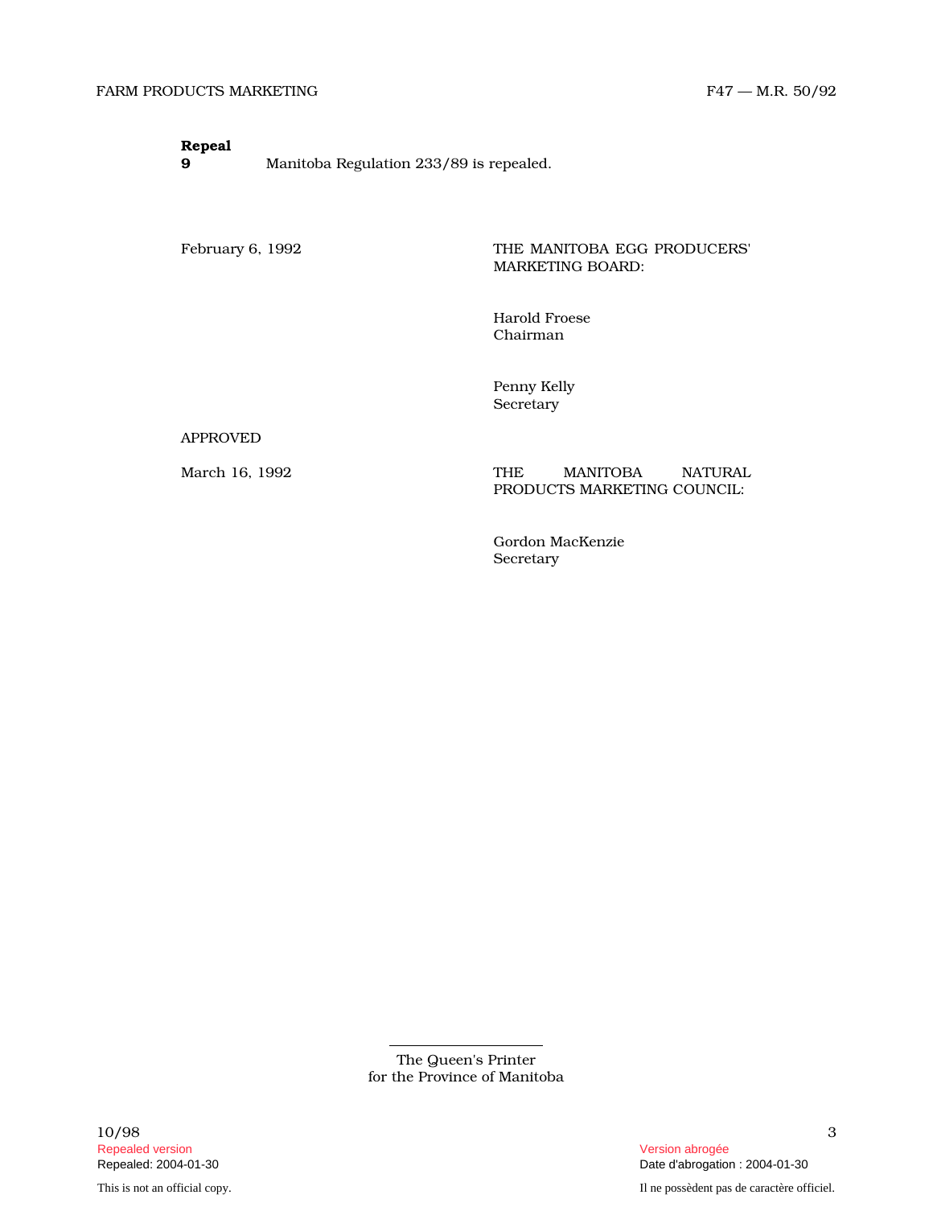**Repeal**

**9** Manitoba Regulation 233/89 is repealed.

February 6, 1992

THE MANITOBA EGG PRODUCERS' MARKETING BOARD:

Harold Froese
Chairman

Penny Kelly
Secretary

APPROVED

March 16, 1992

THE MANITOBA NATURAL PRODUCTS MARKETING COUNCIL:

Gordon MacKenzie
Secretary

The Queen's Printer
for the Province of Manitoba

10/98

Repealed version
Repealed: 2004-01-30

Version abrogée
Date d'abrogation : 2004-01-30

This is not an official copy.

Il ne possèdent pas de caractère officiel.